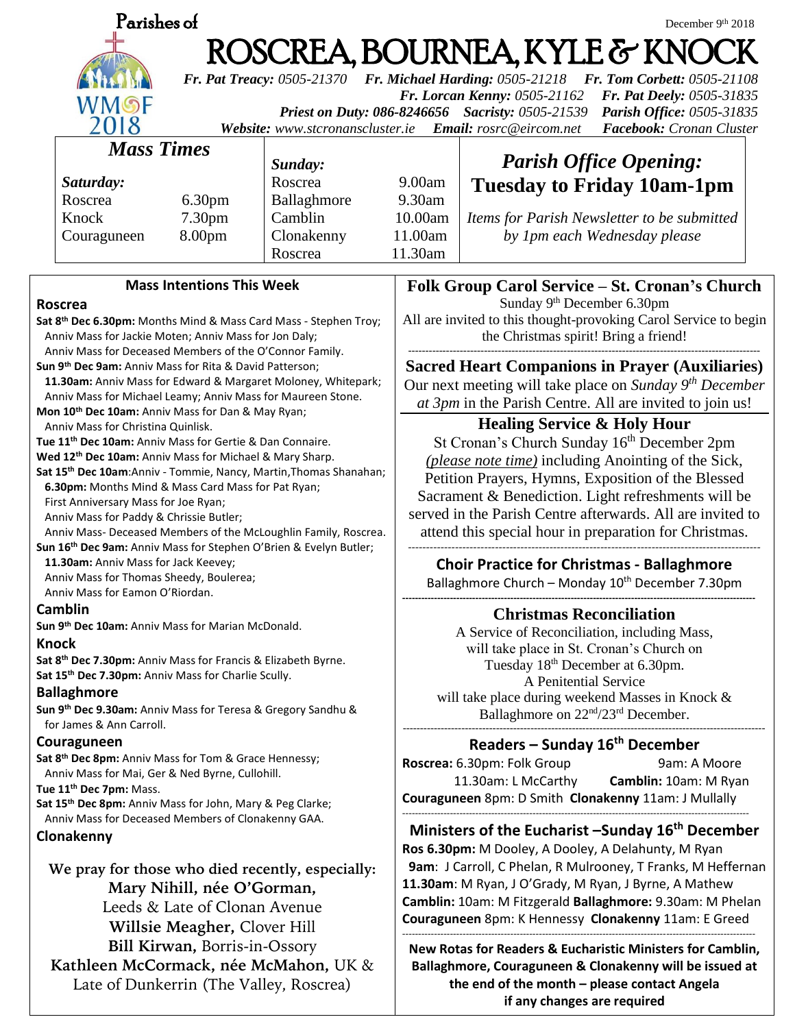Parishes of

December 9th 2018

# ROSCREA, BOURNEA, KYLE & KNOCK

***Fr. Pat Treacy:*** *0505-21370* ***Fr. Michael Harding:*** *0505-21218* ***Fr. Tom Corbett:*** *0505-21108*
***Fr. Lorcan Kenny:*** *0505-21162* ***Fr. Pat Deely:*** *0505-31835*
***Priest on Duty: 086-8246656*** ***Sacristy:*** *0505-21539* ***Parish Office:*** *0505-31835*
***Website:*** *www.stcronanscluster.ie* ***Email:*** *rosrc@eircom.net* ***Facebook:*** *Cronan Cluster*

## *Mass Times*

| *Saturday:* | | *Sunday:* | |
|---|---|---|---|
| Roscrea | 6.30pm | Roscrea | 9.00am |
| Knock | 7.30pm | Ballaghmore | 9.30am |
| Couraguneen | 8.00pm | Camblin | 10.00am |
| | | Clonakenny | 11.00am |
| | | Roscrea | 11.30am |

## *Parish Office Opening:*
## **Tuesday to Friday 10am-1pm**

*Items for Parish Newsletter to be submitted by 1pm each Wednesday please*

## Mass Intentions This Week

### Roscrea

**Sat 8th Dec 6.30pm:** Months Mind & Mass Card Mass - Stephen Troy; Anniv Mass for Jackie Moten; Anniv Mass for Jon Daly; Anniv Mass for Deceased Members of the O'Connor Family.
**Sun 9th Dec 9am:** Anniv Mass for Rita & David Patterson;
**11.30am:** Anniv Mass for Edward & Margaret Moloney, Whitepark; Anniv Mass for Michael Leamy; Anniv Mass for Maureen Stone.
**Mon 10th Dec 10am:** Anniv Mass for Dan & May Ryan; Anniv Mass for Christina Quinlisk.
**Tue 11th Dec 10am:** Anniv Mass for Gertie & Dan Connaire.
**Wed 12th Dec 10am:** Anniv Mass for Michael & Mary Sharp.
**Sat 15th Dec 10am**:Anniv - Tommie, Nancy, Martin,Thomas Shanahan;
**6.30pm:** Months Mind & Mass Card Mass for Pat Ryan; First Anniversary Mass for Joe Ryan; Anniv Mass for Paddy & Chrissie Butler; Anniv Mass- Deceased Members of the McLoughlin Family, Roscrea.
**Sun 16th Dec 9am:** Anniv Mass for Stephen O'Brien & Evelyn Butler;
**11.30am:** Anniv Mass for Jack Keevey; Anniv Mass for Thomas Sheedy, Boulerea; Anniv Mass for Eamon O'Riordan.

### Camblin

**Sun 9th Dec 10am:** Anniv Mass for Marian McDonald.

### Knock

**Sat 8th Dec 7.30pm:** Anniv Mass for Francis & Elizabeth Byrne.
**Sat 15th Dec 7.30pm:** Anniv Mass for Charlie Scully.

### Ballaghmore

**Sun 9th Dec 9.30am:** Anniv Mass for Teresa & Gregory Sandhu & for James & Ann Carroll.

### Couraguneen

**Sat 8th Dec 8pm:** Anniv Mass for Tom & Grace Hennessy; Anniv Mass for Mai, Ger & Ned Byrne, Cullohill.
**Tue 11th Dec 7pm:** Mass.
**Sat 15th Dec 8pm:** Anniv Mass for John, Mary & Peg Clarke; Anniv Mass for Deceased Members of Clonakenny GAA.

### Clonakenny

**We pray for those who died recently, especially:**
**Mary Nihill, née O'Gorman,** Leeds & Late of Clonan Avenue
**Willsie Meagher,** Clover Hill
**Bill Kirwan,** Borris-in-Ossory
**Kathleen McCormack, née McMahon,** UK & Late of Dunkerrin (The Valley, Roscrea)

## Folk Group Carol Service – St. Cronan's Church

Sunday 9th December 6.30pm
All are invited to this thought-provoking Carol Service to begin the Christmas spirit! Bring a friend!

## Sacred Heart Companions in Prayer (Auxiliaries)

Our next meeting will take place on *Sunday 9th December at 3pm* in the Parish Centre. All are invited to join us!

## Healing Service & Holy Hour

St Cronan's Church Sunday 16th December 2pm *(please note time)* including Anointing of the Sick, Petition Prayers, Hymns, Exposition of the Blessed Sacrament & Benediction. Light refreshments will be served in the Parish Centre afterwards. All are invited to attend this special hour in preparation for Christmas.

## Choir Practice for Christmas - Ballaghmore

Ballaghmore Church – Monday 10th December 7.30pm

## Christmas Reconciliation

A Service of Reconciliation, including Mass, will take place in St. Cronan's Church on Tuesday 18th December at 6.30pm.
A Penitential Service will take place during weekend Masses in Knock & Ballaghmore on 22nd/23rd December.

## Readers – Sunday 16th December

**Roscrea:** 6.30pm: Folk Group 9am: A Moore 11.30am: L McCarthy **Camblin:** 10am: M Ryan
**Couraguneen** 8pm: D Smith **Clonakenny** 11am: J Mullally

## Ministers of the Eucharist –Sunday 16th December

**Ros 6.30pm:** M Dooley, A Dooley, A Delahunty, M Ryan
**9am**: J Carroll, C Phelan, R Mulrooney, T Franks, M Heffernan
**11.30am**: M Ryan, J O'Grady, M Ryan, J Byrne, A Mathew
**Camblin:** 10am: M Fitzgerald **Ballaghmore:** 9.30am: M Phelan
**Couraguneen** 8pm: K Hennessy **Clonakenny** 11am: E Greed

**New Rotas for Readers & Eucharistic Ministers for Camblin, Ballaghmore, Couraguneen & Clonakenny will be issued at the end of the month – please contact Angela if any changes are required**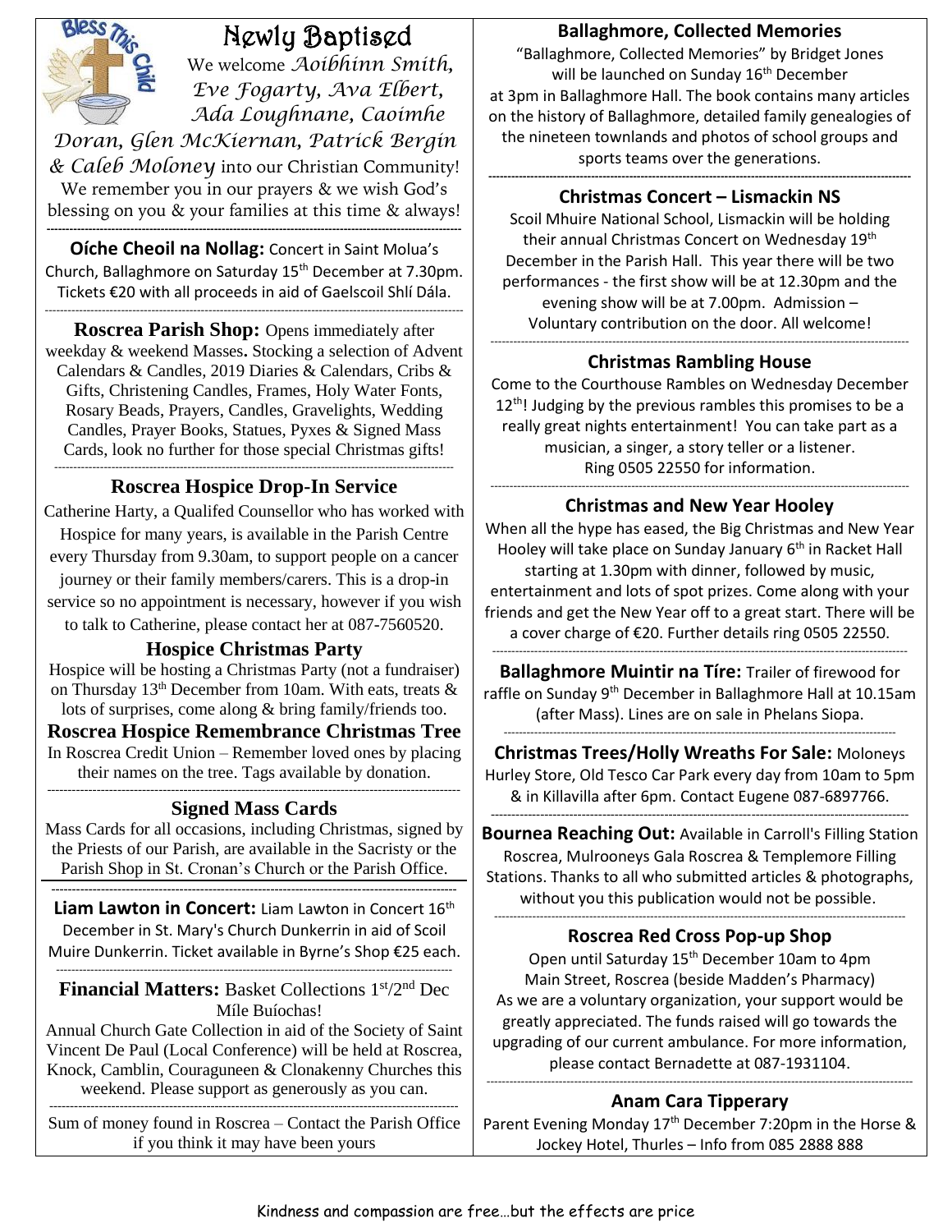## Newly Baptised

We welcome *Aoibhinn Smith, Eve Fogarty, Ava Elbert, Ada Loughnane, Caoimhe Doran, Glen McKiernan, Patrick Bergin & Caleb Moloney* into our Christian Community! We remember you in our prayers & we wish God's blessing on you & your families at this time & always!

**Oíche Cheoil na Nollag:** Concert in Saint Molua's Church, Ballaghmore on Saturday 15th December at 7.30pm. Tickets €20 with all proceeds in aid of Gaelscoil Shlí Dála.

**Roscrea Parish Shop:** Opens immediately after weekday & weekend Masses**.** Stocking a selection of Advent Calendars & Candles, 2019 Diaries & Calendars, Cribs & Gifts, Christening Candles, Frames, Holy Water Fonts, Rosary Beads, Prayers, Candles, Gravelights, Wedding Candles, Prayer Books, Statues, Pyxes & Signed Mass Cards, look no further for those special Christmas gifts!

### Roscrea Hospice Drop-In Service

Catherine Harty, a Qualifed Counsellor who has worked with Hospice for many years, is available in the Parish Centre every Thursday from 9.30am, to support people on a cancer journey or their family members/carers. This is a drop-in service so no appointment is necessary, however if you wish to talk to Catherine, please contact her at 087-7560520.

### Hospice Christmas Party

Hospice will be hosting a Christmas Party (not a fundraiser) on Thursday 13th December from 10am. With eats, treats & lots of surprises, come along & bring family/friends too.

### Roscrea Hospice Remembrance Christmas Tree

In Roscrea Credit Union – Remember loved ones by placing their names on the tree. Tags available by donation.

### Signed Mass Cards

Mass Cards for all occasions, including Christmas, signed by the Priests of our Parish, are available in the Sacristy or the Parish Shop in St. Cronan's Church or the Parish Office.

**Liam Lawton in Concert:** Liam Lawton in Concert 16th December in St. Mary's Church Dunkerrin in aid of Scoil Muire Dunkerrin. Ticket available in Byrne's Shop €25 each.

**Financial Matters:** Basket Collections 1st/2nd Dec
Míle Buíochas!

Annual Church Gate Collection in aid of the Society of Saint Vincent De Paul (Local Conference) will be held at Roscrea, Knock, Camblin, Couraguneen & Clonakenny Churches this weekend. Please support as generously as you can.

Sum of money found in Roscrea – Contact the Parish Office if you think it may have been yours

### Ballaghmore, Collected Memories

"Ballaghmore, Collected Memories" by Bridget Jones will be launched on Sunday 16th December at 3pm in Ballaghmore Hall. The book contains many articles on the history of Ballaghmore, detailed family genealogies of the nineteen townlands and photos of school groups and sports teams over the generations.

### Christmas Concert – Lismackin NS

Scoil Mhuire National School, Lismackin will be holding their annual Christmas Concert on Wednesday 19th December in the Parish Hall. This year there will be two performances - the first show will be at 12.30pm and the evening show will be at 7.00pm. Admission – Voluntary contribution on the door. All welcome!

### Christmas Rambling House

Come to the Courthouse Rambles on Wednesday December 12th! Judging by the previous rambles this promises to be a really great nights entertainment! You can take part as a musician, a singer, a story teller or a listener. Ring 0505 22550 for information.

### Christmas and New Year Hooley

When all the hype has eased, the Big Christmas and New Year Hooley will take place on Sunday January 6th in Racket Hall starting at 1.30pm with dinner, followed by music, entertainment and lots of spot prizes. Come along with your friends and get the New Year off to a great start. There will be a cover charge of €20. Further details ring 0505 22550.

**Ballaghmore Muintir na Tíre:** Trailer of firewood for raffle on Sunday 9th December in Ballaghmore Hall at 10.15am (after Mass). Lines are on sale in Phelans Siopa.

**Christmas Trees/Holly Wreaths For Sale:** Moloneys Hurley Store, Old Tesco Car Park every day from 10am to 5pm & in Killavilla after 6pm. Contact Eugene 087-6897766.

**Bournea Reaching Out:** Available in Carroll's Filling Station Roscrea, Mulrooneys Gala Roscrea & Templemore Filling Stations. Thanks to all who submitted articles & photographs, without you this publication would not be possible.

### Roscrea Red Cross Pop-up Shop

Open until Saturday 15th December 10am to 4pm
Main Street, Roscrea (beside Madden's Pharmacy)
As we are a voluntary organization, your support would be greatly appreciated. The funds raised will go towards the upgrading of our current ambulance. For more information, please contact Bernadette at 087-1931104.

### Anam Cara Tipperary

Parent Evening Monday 17th December 7:20pm in the Horse & Jockey Hotel, Thurles – Info from 085 2888 888

Kindness and compassion are free…but the effects are price